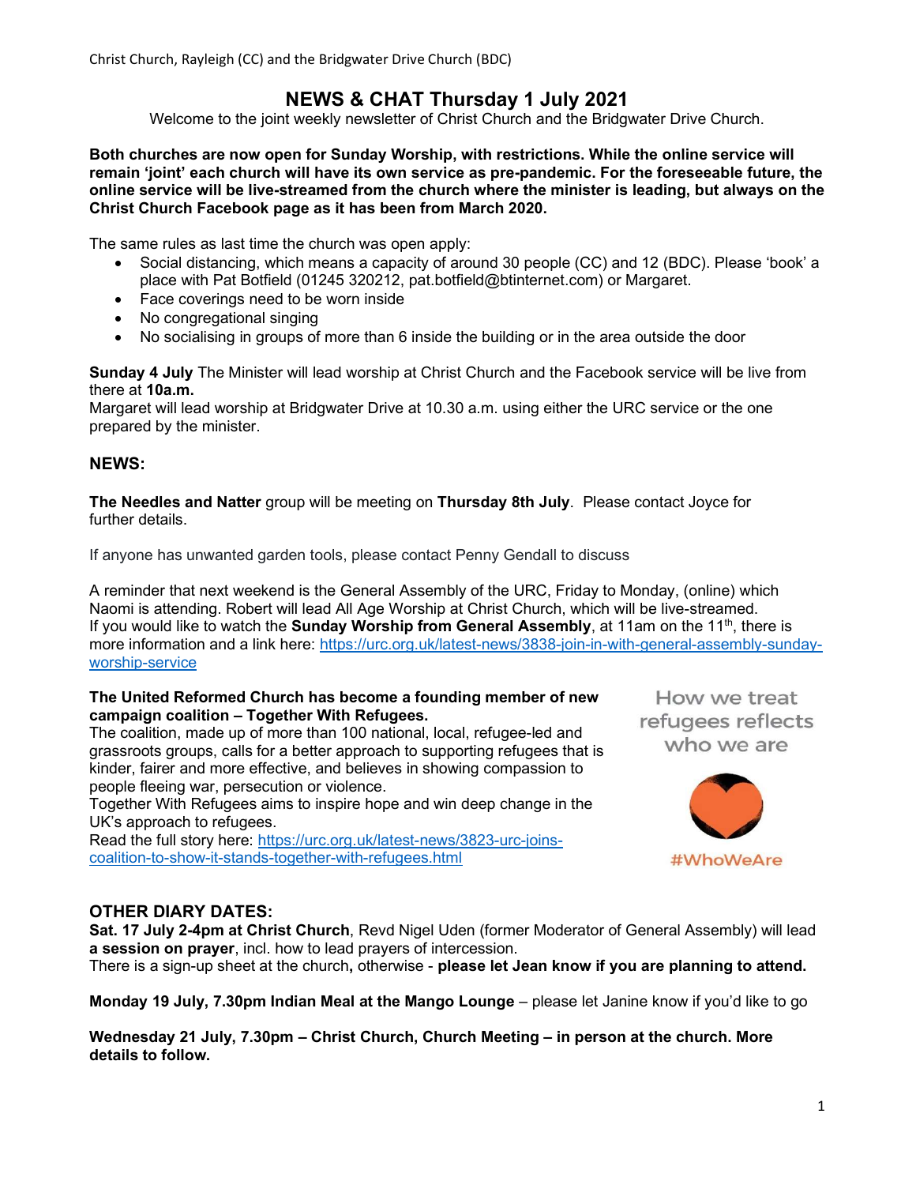Christ Church, Rayleigh (CC) and the Bridgwater Drive Church (BDC)

# NEWS & CHAT Thursday 1 July 2021

Welcome to the joint weekly newsletter of Christ Church and the Bridgwater Drive Church.

**Both churches are now open for Sunday Worship, with restrictions. While the online service will remain 'joint' each church will have its own service as pre-pandemic. For the foreseeable future, the online service will be live-streamed from the church where the minister is leading, but always on the Christ Church Facebook page as it has been from March 2020.**

The same rules as last time the church was open apply:

- Social distancing, which means a capacity of around 30 people (CC) and 12 (BDC). Please 'book' a place with Pat Botfield (01245 320212, pat.botfield@btinternet.com) or Margaret.
- Face coverings need to be worn inside
- No congregational singing
- No socialising in groups of more than 6 inside the building or in the area outside the door

**Sunday 4 July** The Minister will lead worship at Christ Church and the Facebook service will be live from there at **10a.m.**
Margaret will lead worship at Bridgwater Drive at 10.30 a.m. using either the URC service or the one prepared by the minister.

## NEWS:

**The Needles and Natter** group will be meeting on **Thursday 8th July**. Please contact Joyce for further details.

If anyone has unwanted garden tools, please contact Penny Gendall to discuss

A reminder that next weekend is the General Assembly of the URC, Friday to Monday, (online) which Naomi is attending. Robert will lead All Age Worship at Christ Church, which will be live-streamed.
If you would like to watch the **Sunday Worship from General Assembly**, at 11am on the 11th, there is more information and a link here: https://urc.org.uk/latest-news/3838-join-in-with-general-assembly-sunday-worship-service

**The United Reformed Church has become a founding member of new campaign coalition – Together With Refugees.**
The coalition, made up of more than 100 national, local, refugee-led and grassroots groups, calls for a better approach to supporting refugees that is kinder, fairer and more effective, and believes in showing compassion to people fleeing war, persecution or violence.
Together With Refugees aims to inspire hope and win deep change in the UK's approach to refugees.
Read the full story here: https://urc.org.uk/latest-news/3823-urc-joins-coalition-to-show-it-stands-together-with-refugees.html

How we treat refugees reflects who we are

#WhoWeAre

## OTHER DIARY DATES:

**Sat. 17 July 2-4pm at Christ Church**, Revd Nigel Uden (former Moderator of General Assembly) will lead **a session on prayer**, incl. how to lead prayers of intercession.
There is a sign-up sheet at the church, otherwise - **please let Jean know if you are planning to attend.**

**Monday 19 July, 7.30pm Indian Meal at the Mango Lounge** – please let Janine know if you'd like to go

**Wednesday 21 July, 7.30pm – Christ Church, Church Meeting – in person at the church. More details to follow.**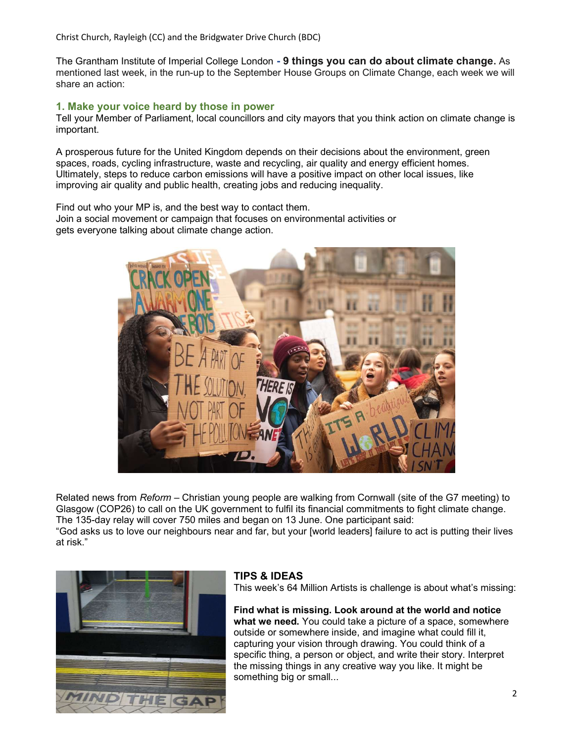The Grantham Institute of Imperial College London **- 9 things you can do about climate change.** As mentioned last week, in the run-up to the September House Groups on Climate Change, each week we will share an action:

### 1. Make your voice heard by those in power

Tell your Member of Parliament, local councillors and city mayors that you think action on climate change is important.

A prosperous future for the United Kingdom depends on their decisions about the environment, green spaces, roads, cycling infrastructure, waste and recycling, air quality and energy efficient homes. Ultimately, steps to reduce carbon emissions will have a positive impact on other local issues, like improving air quality and public health, creating jobs and reducing inequality.

Find out who your MP is, and the best way to contact them.
Join a social movement or campaign that focuses on environmental activities or gets everyone talking about climate change action.

Related news from *Reform* – Christian young people are walking from Cornwall (site of the G7 meeting) to Glasgow (COP26) to call on the UK government to fulfil its financial commitments to fight climate change. The 135-day relay will cover 750 miles and began on 13 June. One participant said:
"God asks us to love our neighbours near and far, but your [world leaders] failure to act is putting their lives at risk."

## TIPS & IDEAS

This week's 64 Million Artists is challenge is about what's missing:

**Find what is missing. Look around at the world and notice what we need.** You could take a picture of a space, somewhere outside or somewhere inside, and imagine what could fill it, capturing your vision through drawing. You could think of a specific thing, a person or object, and write their story. Interpret the missing things in any creative way you like. It might be something big or small...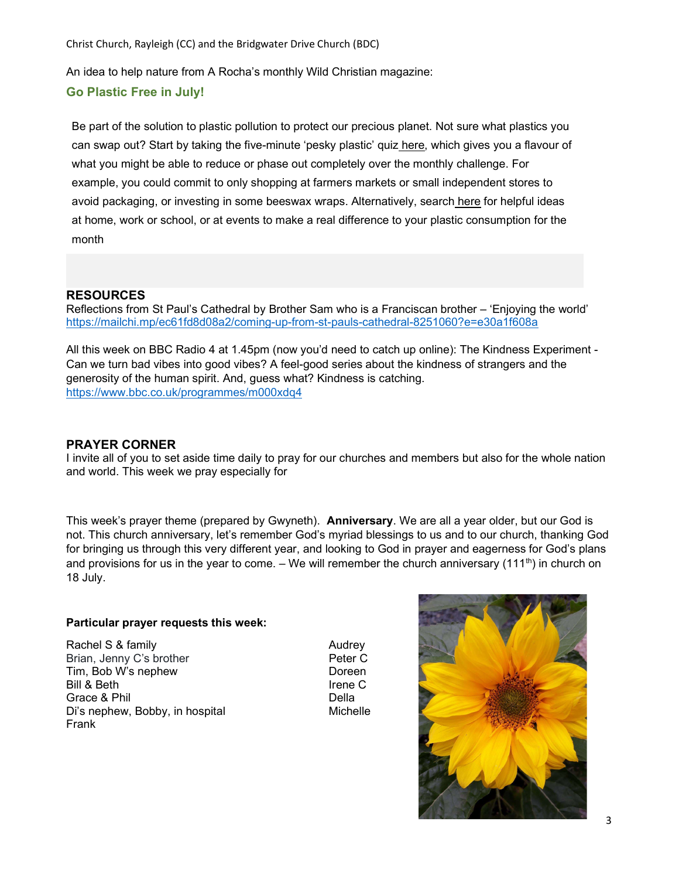An idea to help nature from A Rocha's monthly Wild Christian magazine:

## Go Plastic Free in July!

Be part of the solution to plastic pollution to protect our precious planet. Not sure what plastics you can swap out? Start by taking the five-minute 'pesky plastic' quiz here, which gives you a flavour of what you might be able to reduce or phase out completely over the monthly challenge. For example, you could commit to only shopping at farmers markets or small independent stores to avoid packaging, or investing in some beeswax wraps. Alternatively, search here for helpful ideas at home, work or school, or at events to make a real difference to your plastic consumption for the month

## RESOURCES

Reflections from St Paul's Cathedral by Brother Sam who is a Franciscan brother – 'Enjoying the world'
https://mailchi.mp/ec61fd8d08a2/coming-up-from-st-pauls-cathedral-8251060?e=e30a1f608a

All this week on BBC Radio 4 at 1.45pm (now you'd need to catch up online): The Kindness Experiment - Can we turn bad vibes into good vibes? A feel-good series about the kindness of strangers and the generosity of the human spirit. And, guess what? Kindness is catching.
https://www.bbc.co.uk/programmes/m000xdq4

## PRAYER CORNER

I invite all of you to set aside time daily to pray for our churches and members but also for the whole nation and world. This week we pray especially for

This week's prayer theme (prepared by Gwyneth). **Anniversary**. We are all a year older, but our God is not. This church anniversary, let's remember God's myriad blessings to us and to our church, thanking God for bringing us through this very different year, and looking to God in prayer and eagerness for God's plans and provisions for us in the year to come. – We will remember the church anniversary (111th) in church on 18 July.

**Particular prayer requests this week:**

Rachel S & family
Brian, Jenny C's brother
Tim, Bob W's nephew
Bill & Beth
Grace & Phil
Di's nephew, Bobby, in hospital
Frank
Audrey
Peter C
Doreen
Irene C
Della
Michelle